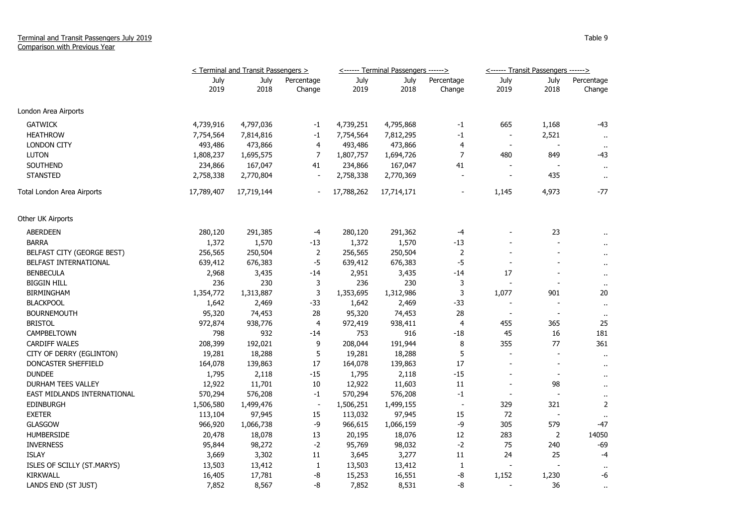Terminal and Transit Passengers July 2019
Comparison with Previous Year

Table 9

| | < Terminal and Transit Passengers > | | | <------ Terminal Passengers ------> | | | <------ Transit Passengers ------> | | |
|---|---|---|---|---|---|---|---|---|---|
| | July 2019 | July 2018 | Percentage Change | July 2019 | July 2018 | Percentage Change | July 2019 | July 2018 | Percentage Change |
| London Area Airports | | | | | | | | | |
| GATWICK | 4,739,916 | 4,797,036 | -1 | 4,739,251 | 4,795,868 | -1 | 665 | 1,168 | -43 |
| HEATHROW | 7,754,564 | 7,814,816 | -1 | 7,754,564 | 7,812,295 | -1 | - | 2,521 | .. |
| LONDON CITY | 493,486 | 473,866 | 4 | 493,486 | 473,866 | 4 | - | - | .. |
| LUTON | 1,808,237 | 1,695,575 | 7 | 1,807,757 | 1,694,726 | 7 | 480 | 849 | -43 |
| SOUTHEND | 234,866 | 167,047 | 41 | 234,866 | 167,047 | 41 | - | - | .. |
| STANSTED | 2,758,338 | 2,770,804 | - | 2,758,338 | 2,770,369 | - | - | 435 | .. |
| Total London Area Airports | 17,789,407 | 17,719,144 | - | 17,788,262 | 17,714,171 | - | 1,145 | 4,973 | -77 |
| Other UK Airports | | | | | | | | | |
| ABERDEEN | 280,120 | 291,385 | -4 | 280,120 | 291,362 | -4 | - | 23 | .. |
| BARRA | 1,372 | 1,570 | -13 | 1,372 | 1,570 | -13 | - | - | .. |
| BELFAST CITY (GEORGE BEST) | 256,565 | 250,504 | 2 | 256,565 | 250,504 | 2 | - | - | .. |
| BELFAST INTERNATIONAL | 639,412 | 676,383 | -5 | 639,412 | 676,383 | -5 | - | - | .. |
| BENBECULA | 2,968 | 3,435 | -14 | 2,951 | 3,435 | -14 | 17 | - | .. |
| BIGGIN HILL | 236 | 230 | 3 | 236 | 230 | 3 | - | - | .. |
| BIRMINGHAM | 1,354,772 | 1,313,887 | 3 | 1,353,695 | 1,312,986 | 3 | 1,077 | 901 | 20 |
| BLACKPOOL | 1,642 | 2,469 | -33 | 1,642 | 2,469 | -33 | - | - | .. |
| BOURNEMOUTH | 95,320 | 74,453 | 28 | 95,320 | 74,453 | 28 | - | - | .. |
| BRISTOL | 972,874 | 938,776 | 4 | 972,419 | 938,411 | 4 | 455 | 365 | 25 |
| CAMPBELTOWN | 798 | 932 | -14 | 753 | 916 | -18 | 45 | 16 | 181 |
| CARDIFF WALES | 208,399 | 192,021 | 9 | 208,044 | 191,944 | 8 | 355 | 77 | 361 |
| CITY OF DERRY (EGLINTON) | 19,281 | 18,288 | 5 | 19,281 | 18,288 | 5 | - | - | .. |
| DONCASTER SHEFFIELD | 164,078 | 139,863 | 17 | 164,078 | 139,863 | 17 | - | - | .. |
| DUNDEE | 1,795 | 2,118 | -15 | 1,795 | 2,118 | -15 | - | - | .. |
| DURHAM TEES VALLEY | 12,922 | 11,701 | 10 | 12,922 | 11,603 | 11 | - | 98 | .. |
| EAST MIDLANDS INTERNATIONAL | 570,294 | 576,208 | -1 | 570,294 | 576,208 | -1 | - | - | .. |
| EDINBURGH | 1,506,580 | 1,499,476 | - | 1,506,251 | 1,499,155 | - | 329 | 321 | 2 |
| EXETER | 113,104 | 97,945 | 15 | 113,032 | 97,945 | 15 | 72 | - | .. |
| GLASGOW | 966,920 | 1,066,738 | -9 | 966,615 | 1,066,159 | -9 | 305 | 579 | -47 |
| HUMBERSIDE | 20,478 | 18,078 | 13 | 20,195 | 18,076 | 12 | 283 | 2 | 14050 |
| INVERNESS | 95,844 | 98,272 | -2 | 95,769 | 98,032 | -2 | 75 | 240 | -69 |
| ISLAY | 3,669 | 3,302 | 11 | 3,645 | 3,277 | 11 | 24 | 25 | -4 |
| ISLES OF SCILLY (ST.MARYS) | 13,503 | 13,412 | 1 | 13,503 | 13,412 | 1 | - | - | .. |
| KIRKWALL | 16,405 | 17,781 | -8 | 15,253 | 16,551 | -8 | 1,152 | 1,230 | -6 |
| LANDS END (ST JUST) | 7,852 | 8,567 | -8 | 7,852 | 8,531 | -8 | - | 36 | .. |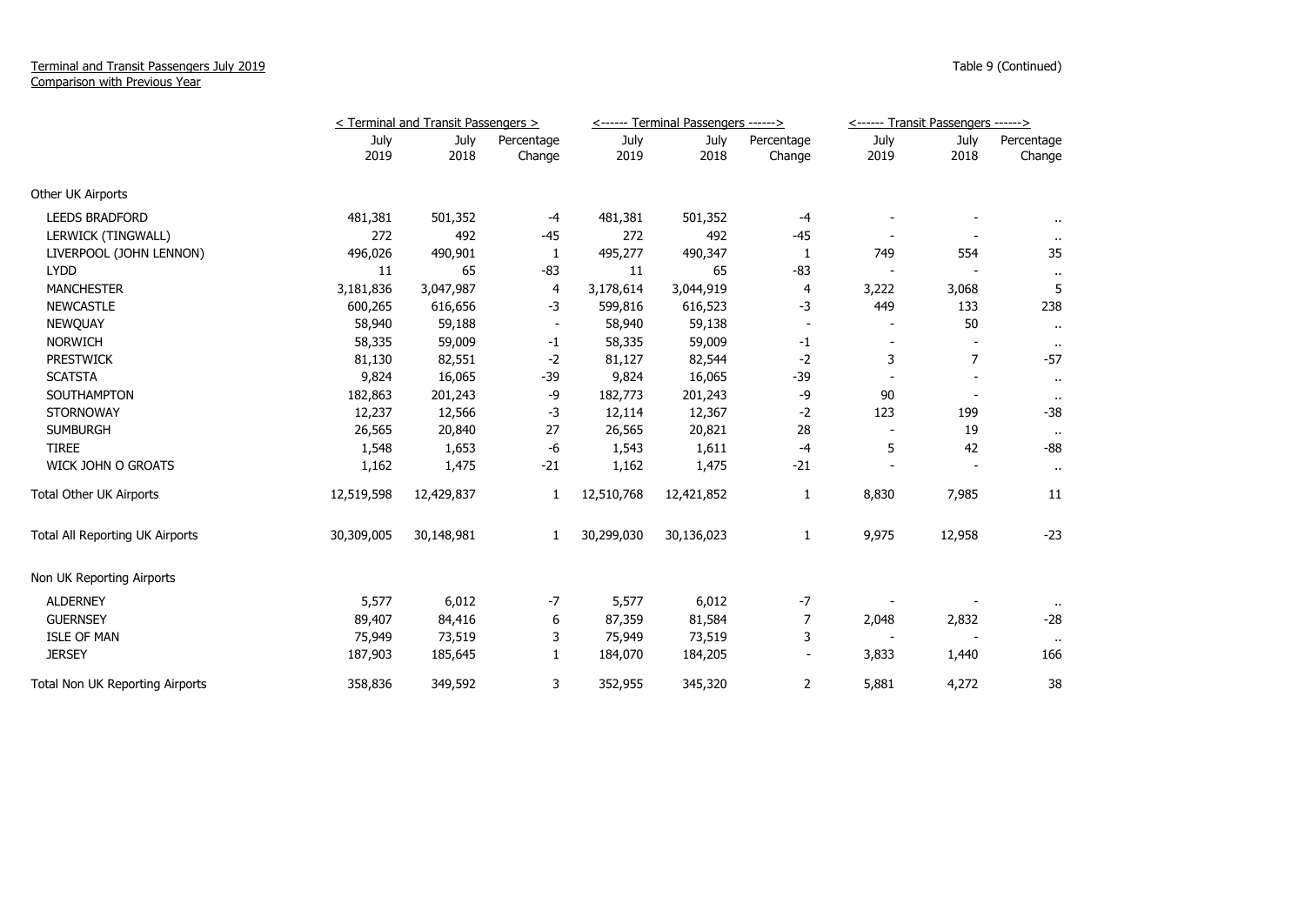Terminal and Transit Passengers July 2019
Comparison with Previous Year

Table 9 (Continued)

| | < Terminal and Transit Passengers > | | | <------ Terminal Passengers ------> | | | <------ Transit Passengers ------> | | |
|---|---|---|---|---|---|---|---|---|---|
| | July 2019 | July 2018 | Percentage Change | July 2019 | July 2018 | Percentage Change | July 2019 | July 2018 | Percentage Change |
| Other UK Airports | | | | | | | | | |
| LEEDS BRADFORD | 481,381 | 501,352 | -4 | 481,381 | 501,352 | -4 | - | - | .. |
| LERWICK (TINGWALL) | 272 | 492 | -45 | 272 | 492 | -45 | - | - | .. |
| LIVERPOOL (JOHN LENNON) | 496,026 | 490,901 | 1 | 495,277 | 490,347 | 1 | 749 | 554 | 35 |
| LYDD | 11 | 65 | -83 | 11 | 65 | -83 | - | - | .. |
| MANCHESTER | 3,181,836 | 3,047,987 | 4 | 3,178,614 | 3,044,919 | 4 | 3,222 | 3,068 | 5 |
| NEWCASTLE | 600,265 | 616,656 | -3 | 599,816 | 616,523 | -3 | 449 | 133 | 238 |
| NEWQUAY | 58,940 | 59,188 | - | 58,940 | 59,138 | - | - | 50 | .. |
| NORWICH | 58,335 | 59,009 | -1 | 58,335 | 59,009 | -1 | - | - | .. |
| PRESTWICK | 81,130 | 82,551 | -2 | 81,127 | 82,544 | -2 | 3 | 7 | -57 |
| SCATSTA | 9,824 | 16,065 | -39 | 9,824 | 16,065 | -39 | - | - | .. |
| SOUTHAMPTON | 182,863 | 201,243 | -9 | 182,773 | 201,243 | -9 | 90 | - | .. |
| STORNOWAY | 12,237 | 12,566 | -3 | 12,114 | 12,367 | -2 | 123 | 199 | -38 |
| SUMBURGH | 26,565 | 20,840 | 27 | 26,565 | 20,821 | 28 | - | 19 | .. |
| TIREE | 1,548 | 1,653 | -6 | 1,543 | 1,611 | -4 | 5 | 42 | -88 |
| WICK JOHN O GROATS | 1,162 | 1,475 | -21 | 1,162 | 1,475 | -21 | - | - | .. |
| Total Other UK Airports | 12,519,598 | 12,429,837 | 1 | 12,510,768 | 12,421,852 | 1 | 8,830 | 7,985 | 11 |
| Total All Reporting UK Airports | 30,309,005 | 30,148,981 | 1 | 30,299,030 | 30,136,023 | 1 | 9,975 | 12,958 | -23 |
| Non UK Reporting Airports | | | | | | | | | |
| ALDERNEY | 5,577 | 6,012 | -7 | 5,577 | 6,012 | -7 | - | - | .. |
| GUERNSEY | 89,407 | 84,416 | 6 | 87,359 | 81,584 | 7 | 2,048 | 2,832 | -28 |
| ISLE OF MAN | 75,949 | 73,519 | 3 | 75,949 | 73,519 | 3 | - | - | .. |
| JERSEY | 187,903 | 185,645 | 1 | 184,070 | 184,205 | - | 3,833 | 1,440 | 166 |
| Total Non UK Reporting Airports | 358,836 | 349,592 | 3 | 352,955 | 345,320 | 2 | 5,881 | 4,272 | 38 |